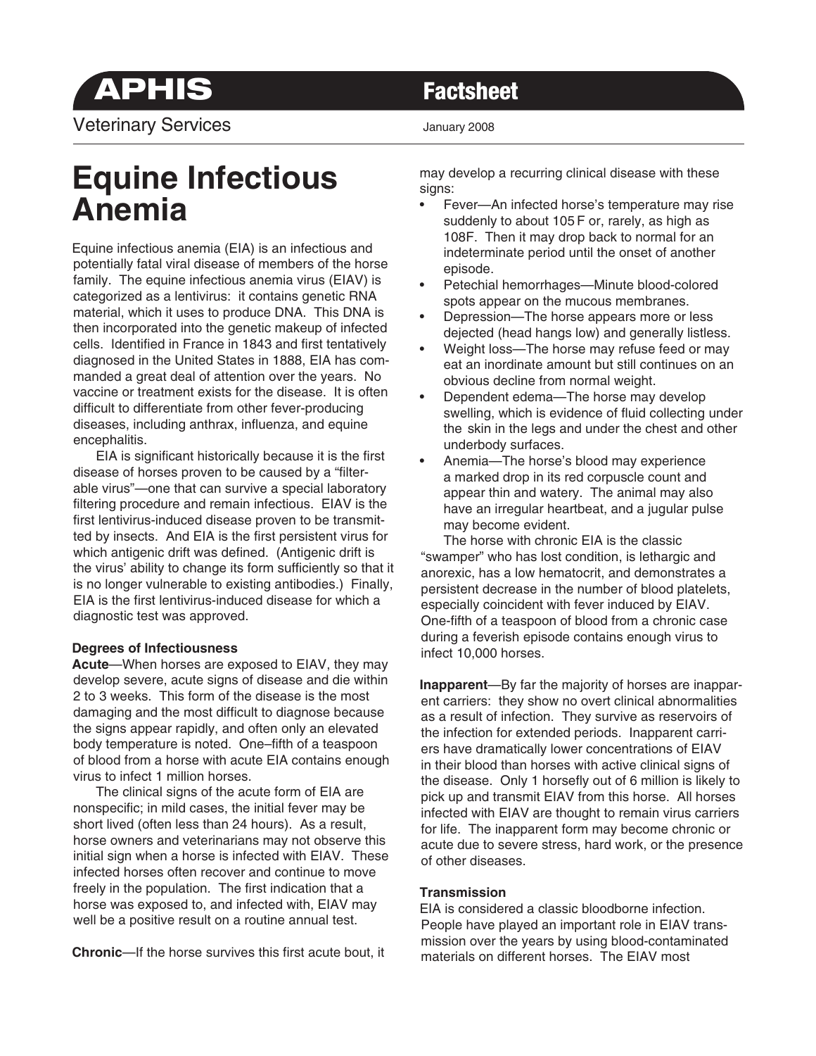APHIS **Factsheet**

Veterinary Services January 2008

# Equine Infectious Anemia

Equine infectious anemia (EIA) is an infectious and potentially fatal viral disease of members of the horse family. The equine infectious anemia virus (EIAV) is categorized as a lentivirus: it contains genetic RNA material, which it uses to produce DNA. This DNA is then incorporated into the genetic makeup of infected cells. Identified in France in 1843 and first tentatively diagnosed in the United States in 1888, EIA has commanded a great deal of attention over the years. No vaccine or treatment exists for the disease. It is often difficult to differentiate from other fever-producing diseases, including anthrax, influenza, and equine encephalitis.

EIA is significant historically because it is the first disease of horses proven to be caused by a "filterable virus"—one that can survive a special laboratory filtering procedure and remain infectious. EIAV is the first lentivirus-induced disease proven to be transmitted by insects. And EIA is the first persistent virus for which antigenic drift was defined. (Antigenic drift is the virus' ability to change its form sufficiently so that it is no longer vulnerable to existing antibodies.) Finally, EIA is the first lentivirus-induced disease for which a diagnostic test was approved.

### Degrees of Infectiousness

**Acute**—When horses are exposed to EIAV, they may develop severe, acute signs of disease and die within 2 to 3 weeks. This form of the disease is the most damaging and the most difficult to diagnose because the signs appear rapidly, and often only an elevated body temperature is noted. One–fifth of a teaspoon of blood from a horse with acute EIA contains enough virus to infect 1 million horses.

The clinical signs of the acute form of EIA are nonspecific; in mild cases, the initial fever may be short lived (often less than 24 hours). As a result, horse owners and veterinarians may not observe this initial sign when a horse is infected with EIAV. These infected horses often recover and continue to move freely in the population. The first indication that a horse was exposed to, and infected with, EIAV may well be a positive result on a routine annual test.

**Chronic**—If the horse survives this first acute bout, it may develop a recurring clinical disease with these signs:

- Fever—An infected horse's temperature may rise suddenly to about 105 F or, rarely, as high as 108F. Then it may drop back to normal for an indeterminate period until the onset of another episode.
- Petechial hemorrhages—Minute blood-colored spots appear on the mucous membranes.
- Depression—The horse appears more or less dejected (head hangs low) and generally listless.
- Weight loss—The horse may refuse feed or may eat an inordinate amount but still continues on an obvious decline from normal weight.
- Dependent edema—The horse may develop swelling, which is evidence of fluid collecting under the skin in the legs and under the chest and other underbody surfaces.
- Anemia—The horse's blood may experience a marked drop in its red corpuscle count and appear thin and watery. The animal may also have an irregular heartbeat, and a jugular pulse may become evident.

The horse with chronic EIA is the classic "swamper" who has lost condition, is lethargic and anorexic, has a low hematocrit, and demonstrates a persistent decrease in the number of blood platelets, especially coincident with fever induced by EIAV. One-fifth of a teaspoon of blood from a chronic case during a feverish episode contains enough virus to infect 10,000 horses.

**Inapparent**—By far the majority of horses are inapparent carriers: they show no overt clinical abnormalities as a result of infection. They survive as reservoirs of the infection for extended periods. Inapparent carriers have dramatically lower concentrations of EIAV in their blood than horses with active clinical signs of the disease. Only 1 horsefly out of 6 million is likely to pick up and transmit EIAV from this horse. All horses infected with EIAV are thought to remain virus carriers for life. The inapparent form may become chronic or acute due to severe stress, hard work, or the presence of other diseases.

### Transmission

EIA is considered a classic bloodborne infection. People have played an important role in EIAV transmission over the years by using blood-contaminated materials on different horses. The EIAV most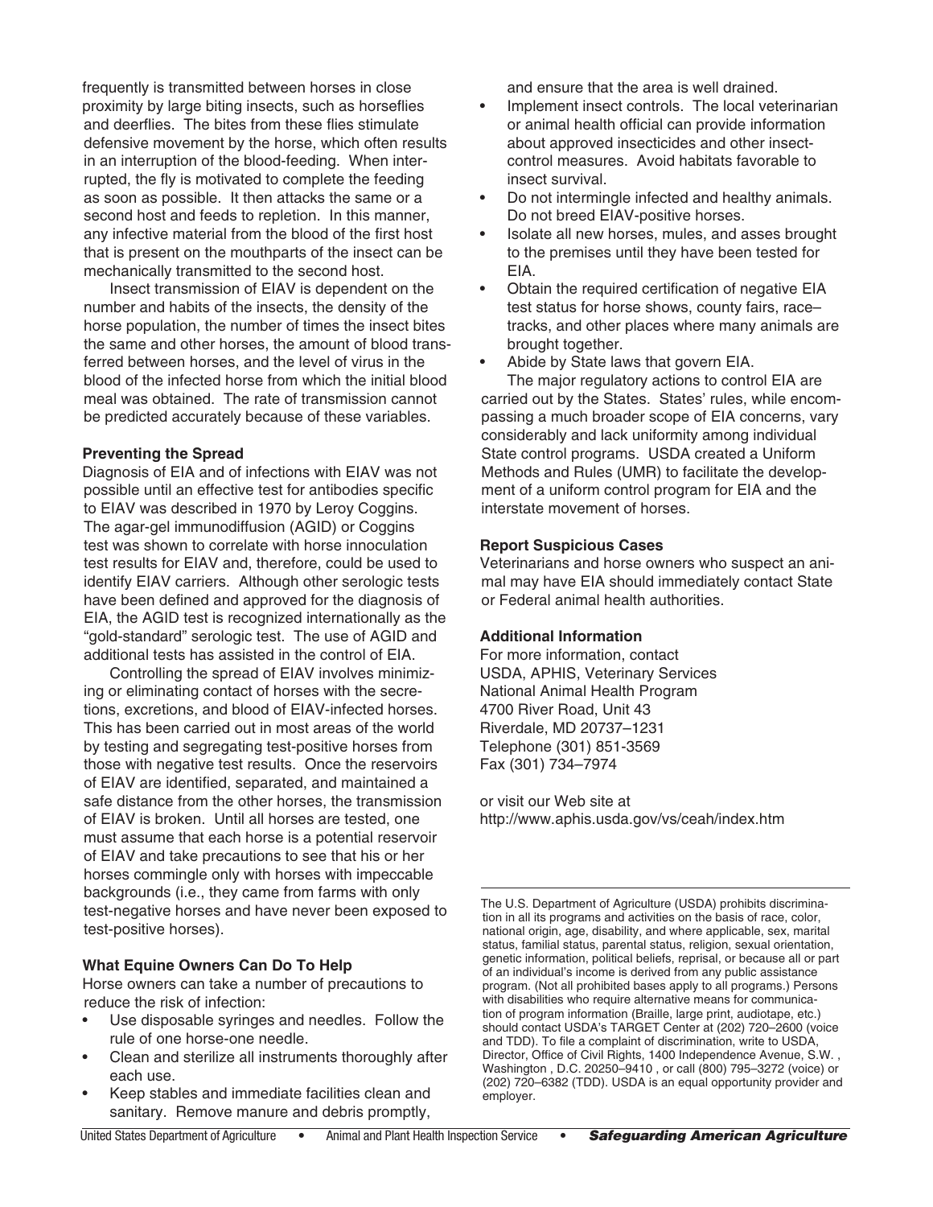frequently is transmitted between horses in close proximity by large biting insects, such as horseflies and deerflies. The bites from these flies stimulate defensive movement by the horse, which often results in an interruption of the blood-feeding. When interrupted, the fly is motivated to complete the feeding as soon as possible. It then attacks the same or a second host and feeds to repletion. In this manner, any infective material from the blood of the first host that is present on the mouthparts of the insect can be mechanically transmitted to the second host.

Insect transmission of EIAV is dependent on the number and habits of the insects, the density of the horse population, the number of times the insect bites the same and other horses, the amount of blood transferred between horses, and the level of virus in the blood of the infected horse from which the initial blood meal was obtained. The rate of transmission cannot be predicted accurately because of these variables.

**Preventing the Spread**

Diagnosis of EIA and of infections with EIAV was not possible until an effective test for antibodies specific to EIAV was described in 1970 by Leroy Coggins. The agar-gel immunodiffusion (AGID) or Coggins test was shown to correlate with horse innoculation test results for EIAV and, therefore, could be used to identify EIAV carriers. Although other serologic tests have been defined and approved for the diagnosis of EIA, the AGID test is recognized internationally as the "gold-standard" serologic test. The use of AGID and additional tests has assisted in the control of EIA.

Controlling the spread of EIAV involves minimizing or eliminating contact of horses with the secretions, excretions, and blood of EIAV-infected horses. This has been carried out in most areas of the world by testing and segregating test-positive horses from those with negative test results. Once the reservoirs of EIAV are identified, separated, and maintained a safe distance from the other horses, the transmission of EIAV is broken. Until all horses are tested, one must assume that each horse is a potential reservoir of EIAV and take precautions to see that his or her horses commingle only with horses with impeccable backgrounds (i.e., they came from farms with only test-negative horses and have never been exposed to test-positive horses).

**What Equine Owners Can Do To Help**

Horse owners can take a number of precautions to reduce the risk of infection:

- Use disposable syringes and needles. Follow the rule of one horse-one needle.
- Clean and sterilize all instruments thoroughly after each use.
- Keep stables and immediate facilities clean and sanitary. Remove manure and debris promptly, and ensure that the area is well drained.
- Implement insect controls. The local veterinarian or animal health official can provide information about approved insecticides and other insect-control measures. Avoid habitats favorable to insect survival.
- Do not intermingle infected and healthy animals. Do not breed EIAV-positive horses.
- Isolate all new horses, mules, and asses brought to the premises until they have been tested for EIA.
- Obtain the required certification of negative EIA test status for horse shows, county fairs, race–tracks, and other places where many animals are brought together.
- Abide by State laws that govern EIA.

The major regulatory actions to control EIA are carried out by the States. States' rules, while encompassing a much broader scope of EIA concerns, vary considerably and lack uniformity among individual State control programs. USDA created a Uniform Methods and Rules (UMR) to facilitate the development of a uniform control program for EIA and the interstate movement of horses.

**Report Suspicious Cases**

Veterinarians and horse owners who suspect an animal may have EIA should immediately contact State or Federal animal health authorities.

**Additional Information**

For more information, contact
USDA, APHIS, Veterinary Services
National Animal Health Program
4700 River Road, Unit 43
Riverdale, MD 20737–1231
Telephone (301) 851-3569
Fax (301) 734–7974

or visit our Web site at
http://www.aphis.usda.gov/vs/ceah/index.htm

The U.S. Department of Agriculture (USDA) prohibits discrimination in all its programs and activities on the basis of race, color, national origin, age, disability, and where applicable, sex, marital status, familial status, parental status, religion, sexual orientation, genetic information, political beliefs, reprisal, or because all or part of an individual's income is derived from any public assistance program. (Not all prohibited bases apply to all programs.) Persons with disabilities who require alternative means for communication of program information (Braille, large print, audiotape, etc.) should contact USDA's TARGET Center at (202) 720–2600 (voice and TDD). To file a complaint of discrimination, write to USDA, Director, Office of Civil Rights, 1400 Independence Avenue, S.W. , Washington , D.C. 20250–9410 , or call (800) 795–3272 (voice) or (202) 720–6382 (TDD). USDA is an equal opportunity provider and employer.